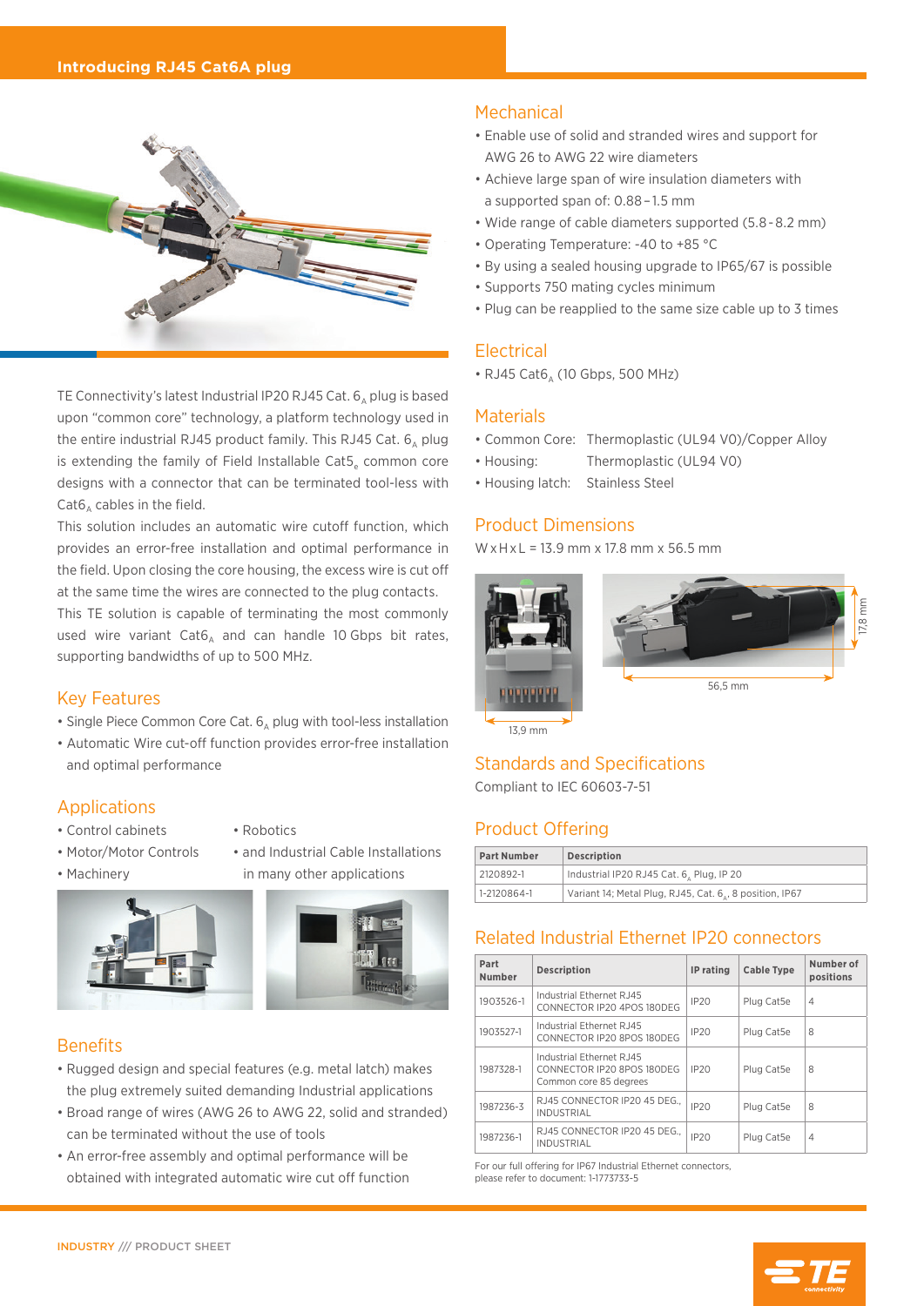# Introducing RJ45 Cat6A plug

TE Connectivity's latest Industrial IP20 RJ45 Cat. $6_A$ plug is based upon "common core" technology, a platform technology used in the entire industrial RJ45 product family. This RJ45 Cat. $6_A$ plug is extending the family of Field Installable $Cat5_e$ common core designs with a connector that can be terminated tool-less with $Cat6_A$ cables in the field.

This solution includes an automatic wire cutoff function, which provides an error-free installation and optimal performance in the field. Upon closing the core housing, the excess wire is cut off at the same time the wires are connected to the plug contacts.

This TE solution is capable of terminating the most commonly used wire variant $Cat6_A$ and can handle 10 Gbps bit rates, supporting bandwidths of up to 500 MHz.

## Key Features

- Single Piece Common Core Cat. $6_A$ plug with tool-less installation
- Automatic Wire cut-off function provides error-free installation and optimal performance

## Applications

- Control cabinets
- Motor/Motor Controls
- Machinery
- Robotics
- and Industrial Cable Installations in many other applications

## Benefits

- Rugged design and special features (e.g. metal latch) makes the plug extremely suited demanding Industrial applications
- Broad range of wires (AWG 26 to AWG 22, solid and stranded) can be terminated without the use of tools
- An error-free assembly and optimal performance will be obtained with integrated automatic wire cut off function

## Mechanical

- Enable use of solid and stranded wires and support for AWG 26 to AWG 22 wire diameters
- Achieve large span of wire insulation diameters with a supported span of: 0.88 – 1.5 mm
- Wide range of cable diameters supported (5.8 - 8.2 mm)
- Operating Temperature: -40 to +85 °C
- By using a sealed housing upgrade to IP65/67 is possible
- Supports 750 mating cycles minimum
- Plug can be reapplied to the same size cable up to 3 times

## Electrical

- RJ45 $Cat6_A$ (10 Gbps, 500 MHz)

## Materials

- Common Core: Thermoplastic (UL94 V0)/Copper Alloy
- Housing: Thermoplastic (UL94 V0)
- Housing latch: Stainless Steel

## Product Dimensions

W x H x L = 13.9 mm x 17.8 mm x 56.5 mm

13,9 mm

56,5 mm

17,8 mm

## Standards and Specifications

Compliant to IEC 60603-7-51

## Product Offering

| Part Number | Description |
|---|---|
| 2120892-1 | Industrial IP20 RJ45 Cat. $6_A$ Plug, IP 20 |
| 1-2120864-1 | Variant 14; Metal Plug, RJ45, Cat. $6_A$, 8 position, IP67 |

## Related Industrial Ethernet IP20 connectors

| Part Number | Description | IP rating | Cable Type | Number of positions |
|---|---|---|---|---|
| 1903526-1 | Industrial Ethernet RJ45 CONNECTOR IP20 4POS 180DEG | IP20 | Plug Cat5e | 4 |
| 1903527-1 | Industrial Ethernet RJ45 CONNECTOR IP20 8POS 180DEG | IP20 | Plug Cat5e | 8 |
| 1987328-1 | Industrial Ethernet RJ45 CONNECTOR IP20 8POS 180DEG Common core 85 degrees | IP20 | Plug Cat5e | 8 |
| 1987236-3 | RJ45 CONNECTOR IP20 45 DEG., INDUSTRIAL | IP20 | Plug Cat5e | 8 |
| 1987236-1 | RJ45 CONNECTOR IP20 45 DEG., INDUSTRIAL | IP20 | Plug Cat5e | 4 |

For our full offering for IP67 Industrial Ethernet connectors, please refer to document: 1-1773733-5

INDUSTRY /// PRODUCT SHEET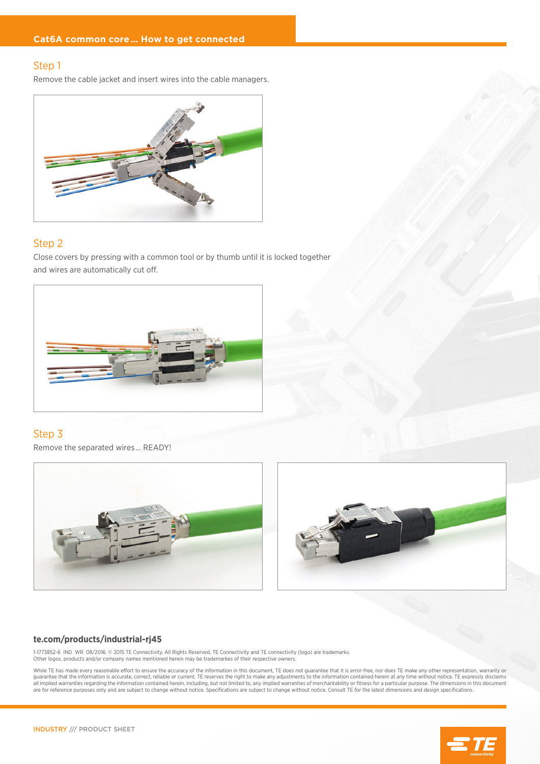## Cat6A common core… How to get connected

### Step 1

Remove the cable jacket and insert wires into the cable managers.

### Step 2

Close covers by pressing with a common tool or by thumb until it is locked together and wires are automatically cut off.

### Step 3

Remove the separated wires… READY!

**te.com/products/industrial-rj45**

1-1773852-6 IND WR 08/2016. © 2015 TE Connectivity. All Rights Reserved. TE Connectivity and TE connectivity (logo) are trademarks. Other logos, products and/or company names mentioned herein may be trademarks of their respective owners.

While TE has made every reasonable effort to ensure the accuracy of the information in this document, TE does not guarantee that it is error-free, nor does TE make any other representation, warranty or guarantee that the information is accurate, correct, reliable or current. TE reserves the right to make any adjustments to the information contained herein at any time without notice. TE expressly disclaims all implied warranties regarding the information contained herein, including, but not limited to, any implied warranties of merchantability or fitness for a particular purpose. The dimensions in this document are for reference purposes only and are subject to change without notice. Specifications are subject to change without notice. Consult TE for the latest dimensions and design specifications.

INDUSTRY /// PRODUCT SHEET